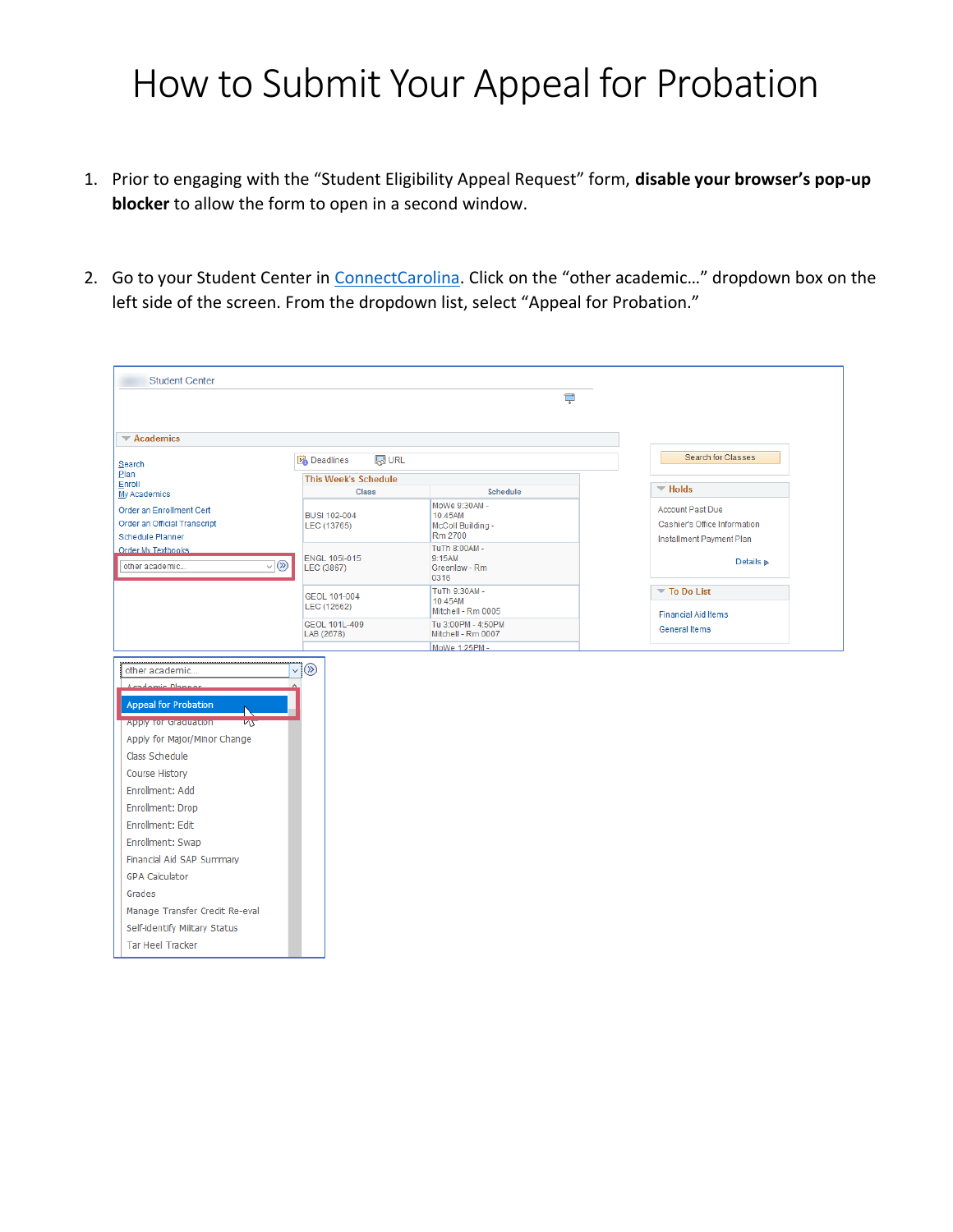# How to Submit Your Appeal for Probation

1. Prior to engaging with the "Student Eligibility Appeal Request" form, **disable your browser's pop-up blocker** to allow the form to open in a second window.

2. Go to your Student Center in ConnectCarolina. Click on the "other academic…" dropdown box on the left side of the screen. From the dropdown list, select "Appeal for Probation."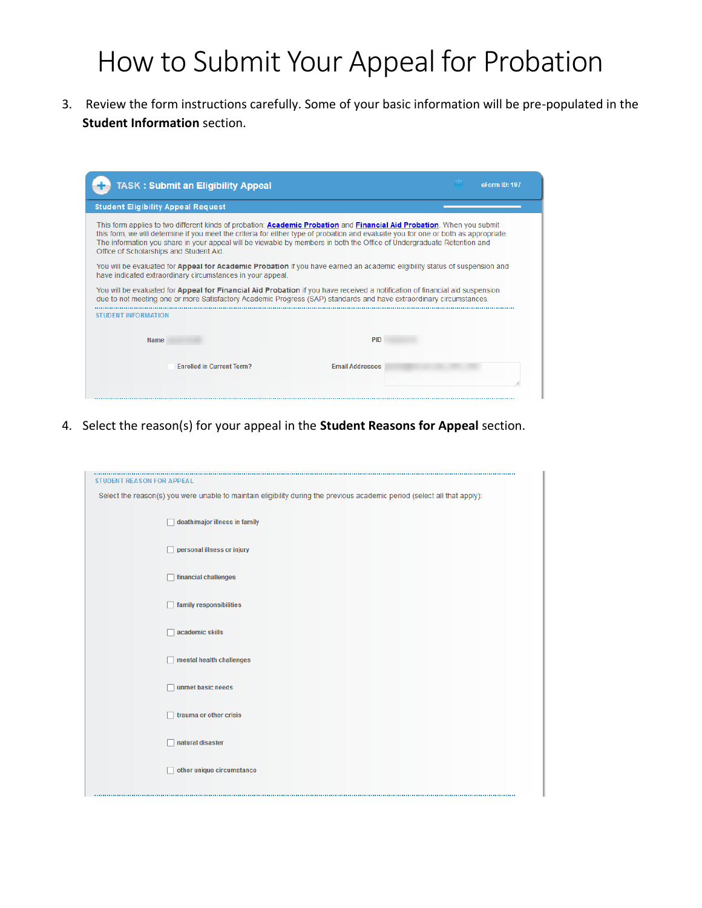# How to Submit Your Appeal for Probation

3. Review the form instructions carefully. Some of your basic information will be pre-populated in the **Student Information** section.

TASK : Submit an Eligibility Appeal

eForm ID: 197

Student Eligibility Appeal Request

This form applies to two different kinds of probation: Academic Probation and Financial Aid Probation. When you submit this form, we will determine if you meet the criteria for either type of probation and evaluate you for one or both as appropriate. The information you share in your appeal will be viewable by members in both the Office of Undergraduate Retention and Office of Scholarships and Student Aid.

You will be evaluated for **Appeal for Academic Probation** if you have earned an academic eligibility status of suspension and have indicated extraordinary circumstances in your appeal.

You will be evaluated for **Appeal for Financial Aid Probation** if you have received a notification of financial aid suspension due to not meeting one or more Satisfactory Academic Progress (SAP) standards and have extraordinary circumstances.

STUDENT INFORMATION

Name

PID

Enrolled in Current Term?

Email Addresses

4. Select the reason(s) for your appeal in the **Student Reasons for Appeal** section.

STUDENT REASON FOR APPEAL

Select the reason(s) you were unable to maintain eligibility during the previous academic period (select all that apply):

- ☐ death/major illness in family
- ☐ personal illness or injury
- ☐ financial challenges
- ☐ family responsibilities
- ☐ academic skills
- ☐ mental health challenges
- ☐ unmet basic needs
- ☐ trauma or other crisis
- ☐ natural disaster
- ☐ other unique circumstance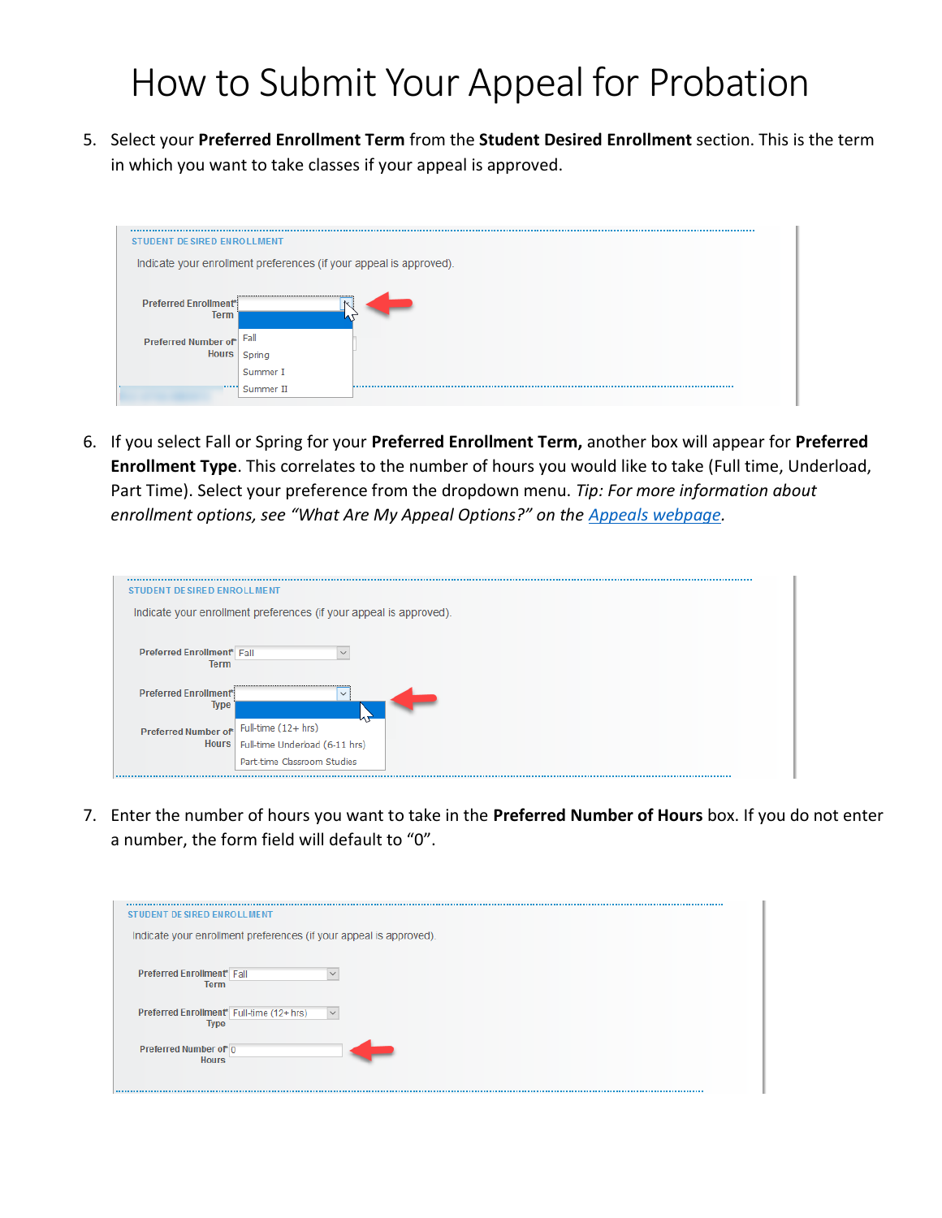# How to Submit Your Appeal for Probation

5. Select your **Preferred Enrollment Term** from the **Student Desired Enrollment** section. This is the term in which you want to take classes if your appeal is approved.

6. If you select Fall or Spring for your **Preferred Enrollment Term,** another box will appear for **Preferred Enrollment Type**. This correlates to the number of hours you would like to take (Full time, Underload, Part Time). Select your preference from the dropdown menu. *Tip: For more information about enrollment options, see "What Are My Appeal Options?" on the Appeals webpage*.

7. Enter the number of hours you want to take in the **Preferred Number of Hours** box. If you do not enter a number, the form field will default to "0".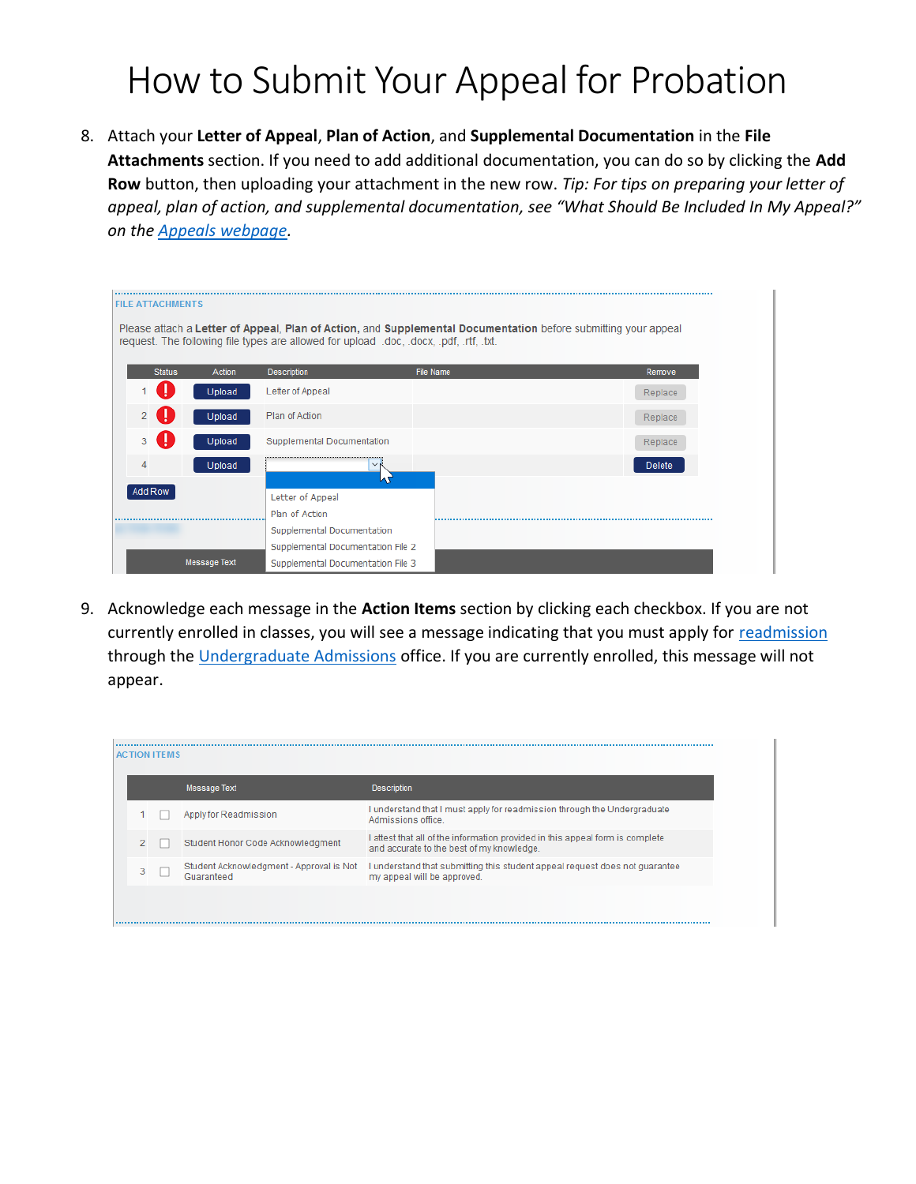# How to Submit Your Appeal for Probation

8. Attach your **Letter of Appeal**, **Plan of Action**, and **Supplemental Documentation** in the **File Attachments** section. If you need to add additional documentation, you can do so by clicking the **Add Row** button, then uploading your attachment in the new row. *Tip: For tips on preparing your letter of appeal, plan of action, and supplemental documentation, see "What Should Be Included In My Appeal?" on the Appeals webpage.*

FILE ATTACHMENTS

Please attach a **Letter of Appeal**, **Plan of Action**, and **Supplemental Documentation** before submitting your appeal request. The following file types are allowed for upload .doc, .docx, .pdf, .rtf, .txt.

| | Status | Action | Description | File Name | Remove |
|---|---|---|---|---|---|
| 1 | ! | Upload | Letter of Appeal | | Replace |
| 2 | ! | Upload | Plan of Action | | Replace |
| 3 | ! | Upload | Supplemental Documentation | | Replace |
| 4 | | Upload | | | Delete |

Add Row

Letter of Appeal
Plan of Action
Supplemental Documentation
Supplemental Documentation File 2
Supplemental Documentation File 3

9. Acknowledge each message in the **Action Items** section by clicking each checkbox. If you are not currently enrolled in classes, you will see a message indicating that you must apply for readmission through the Undergraduate Admissions office. If you are currently enrolled, this message will not appear.

ACTION ITEMS

| | | Message Text | Description |
|---|---|---|---|
| 1 | ☐ | Apply for Readmission | I understand that I must apply for readmission through the Undergraduate Admissions office. |
| 2 | ☐ | Student Honor Code Acknowledgment | I attest that all of the information provided in this appeal form is complete and accurate to the best of my knowledge. |
| 3 | ☐ | Student Acknowledgment - Approval is Not Guaranteed | I understand that submitting this student appeal request does not guarantee my appeal will be approved. |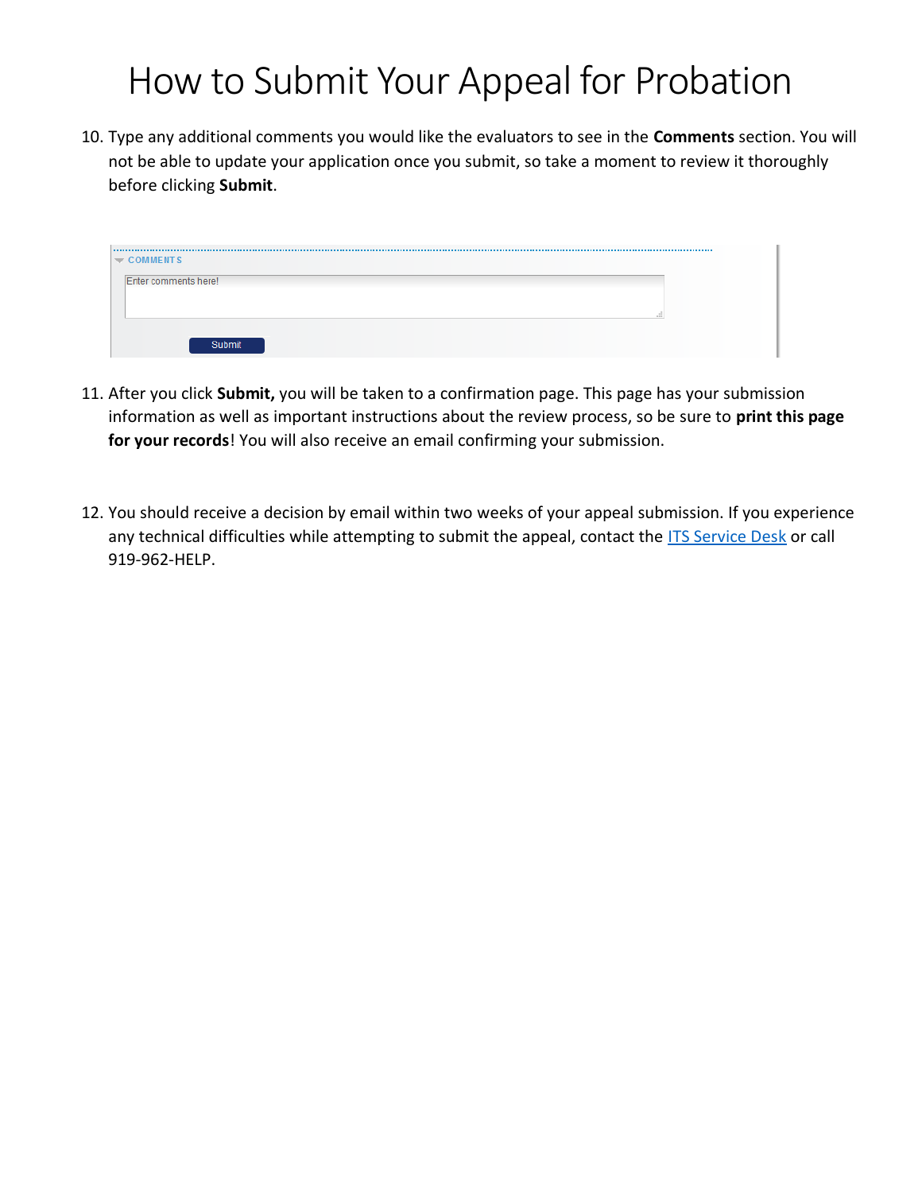# How to Submit Your Appeal for Probation

10. Type any additional comments you would like the evaluators to see in the **Comments** section. You will not be able to update your application once you submit, so take a moment to review it thoroughly before clicking **Submit**.

11. After you click **Submit,** you will be taken to a confirmation page. This page has your submission information as well as important instructions about the review process, so be sure to **print this page for your records**! You will also receive an email confirming your submission.

12. You should receive a decision by email within two weeks of your appeal submission. If you experience any technical difficulties while attempting to submit the appeal, contact the ITS Service Desk or call 919-962-HELP.